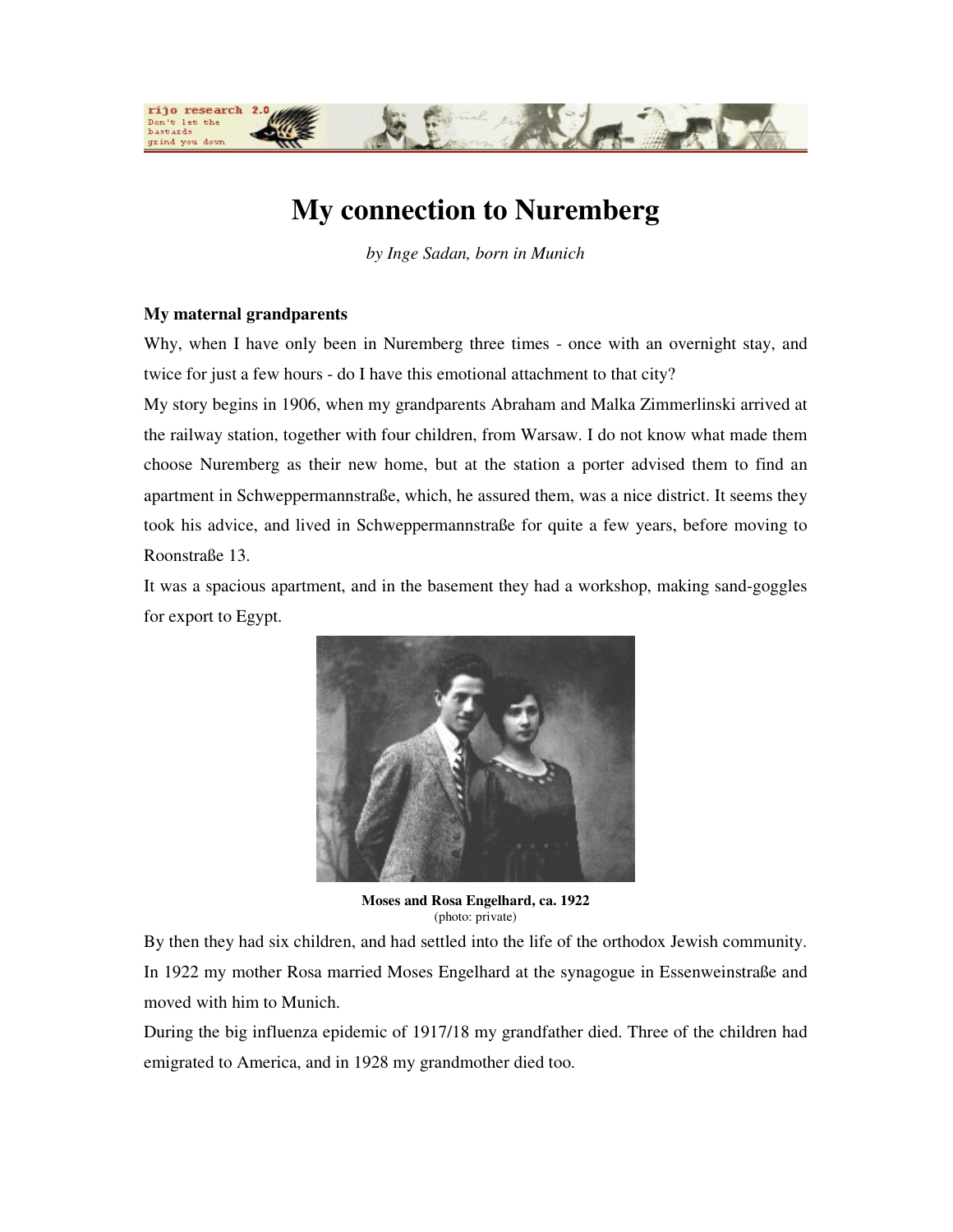# My connection to Nuremberg

*by Inge Sadan, born in Munich*

**My maternal grandparents**

Why, when I have only been in Nuremberg three times - once with an overnight stay, and twice for just a few hours - do I have this emotional attachment to that city?

My story begins in 1906, when my grandparents Abraham and Malka Zimmerlinski arrived at the railway station, together with four children, from Warsaw. I do not know what made them choose Nuremberg as their new home, but at the station a porter advised them to find an apartment in Schweppermannstraße, which, he assured them, was a nice district. It seems they took his advice, and lived in Schweppermannstraße for quite a few years, before moving to Roonstraße 13.

It was a spacious apartment, and in the basement they had a workshop, making sand-goggles for export to Egypt.

**Moses and Rosa Engelhard, ca. 1922**
(photo: private)

By then they had six children, and had settled into the life of the orthodox Jewish community. In 1922 my mother Rosa married Moses Engelhard at the synagogue in Essenweinstraße and moved with him to Munich.

During the big influenza epidemic of 1917/18 my grandfather died. Three of the children had emigrated to America, and in 1928 my grandmother died too.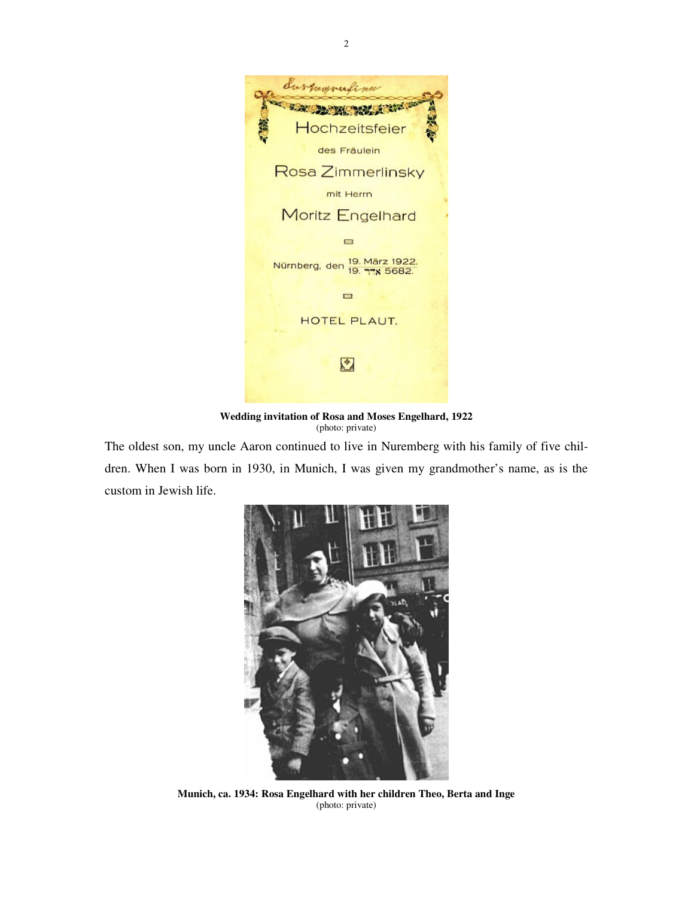Wedding invitation of Rosa and Moses Engelhard, 1922
(photo: private)

The oldest son, my uncle Aaron continued to live in Nuremberg with his family of five children. When I was born in 1930, in Munich, I was given my grandmother's name, as is the custom in Jewish life.

Munich, ca. 1934: Rosa Engelhard with her children Theo, Berta and Inge
(photo: private)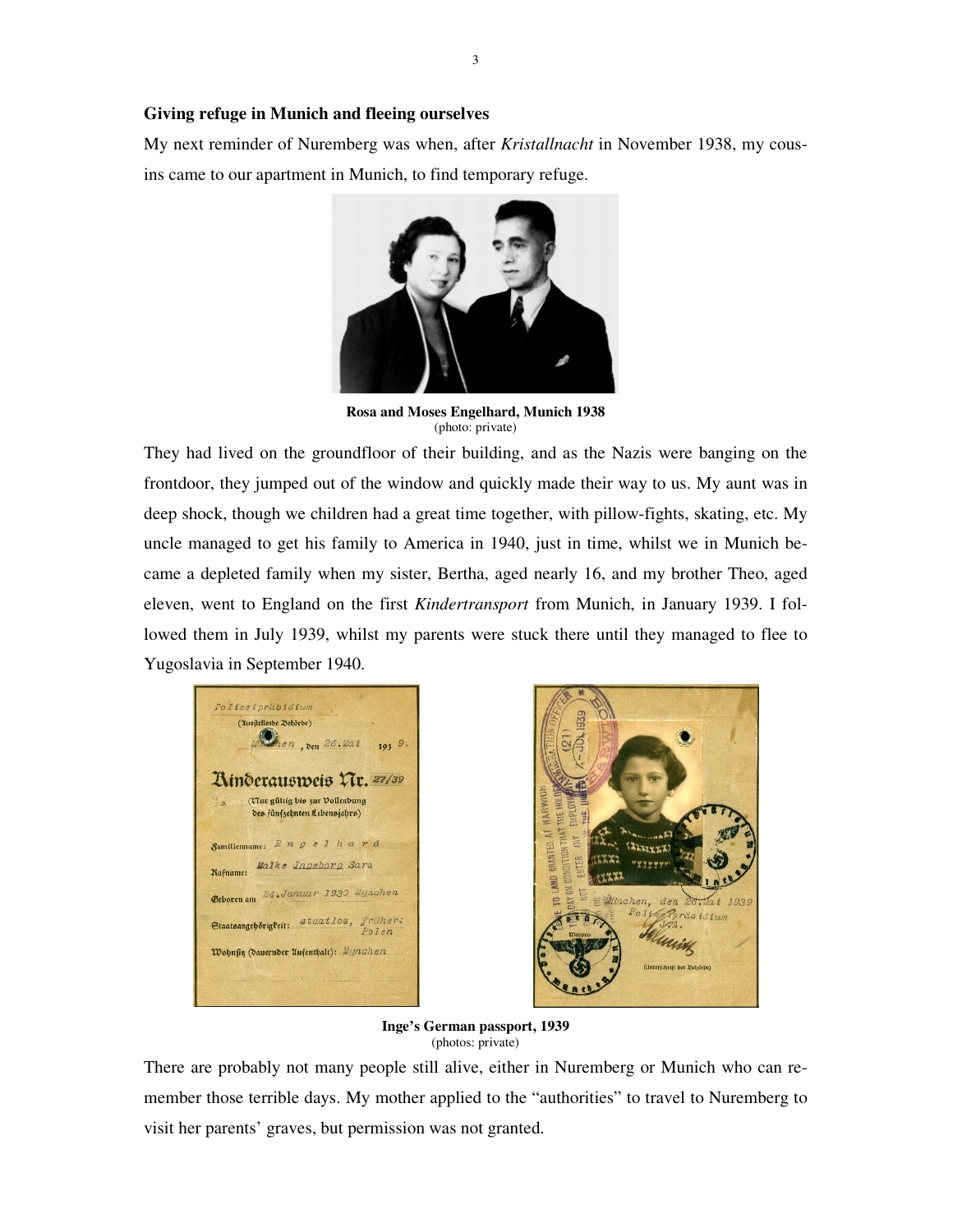## Giving refuge in Munich and fleeing ourselves

My next reminder of Nuremberg was when, after *Kristallnacht* in November 1938, my cousins came to our apartment in Munich, to find temporary refuge.

**Rosa and Moses Engelhard, Munich 1938**
(photo: private)

They had lived on the groundfloor of their building, and as the Nazis were banging on the frontdoor, they jumped out of the window and quickly made their way to us. My aunt was in deep shock, though we children had a great time together, with pillow-fights, skating, etc. My uncle managed to get his family to America in 1940, just in time, whilst we in Munich became a depleted family when my sister, Bertha, aged nearly 16, and my brother Theo, aged eleven, went to England on the first *Kindertransport* from Munich, in January 1939. I followed them in July 1939, whilst my parents were stuck there until they managed to flee to Yugoslavia in September 1940.

**Inge's German passport, 1939**
(photos: private)

There are probably not many people still alive, either in Nuremberg or Munich who can remember those terrible days. My mother applied to the "authorities" to travel to Nuremberg to visit her parents' graves, but permission was not granted.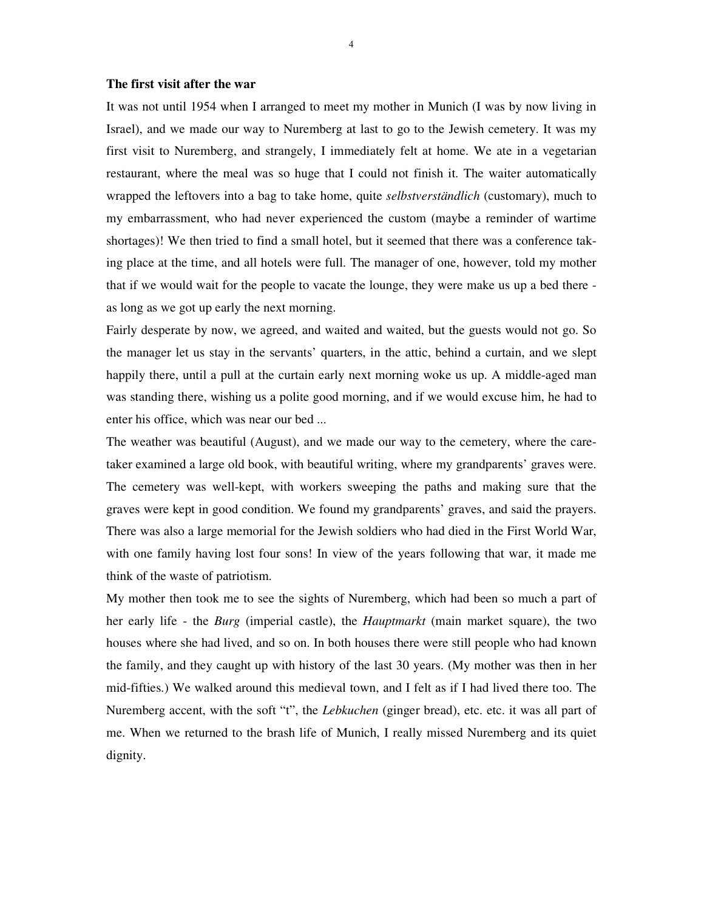### The first visit after the war

It was not until 1954 when I arranged to meet my mother in Munich (I was by now living in Israel), and we made our way to Nuremberg at last to go to the Jewish cemetery. It was my first visit to Nuremberg, and strangely, I immediately felt at home. We ate in a vegetarian restaurant, where the meal was so huge that I could not finish it. The waiter automatically wrapped the leftovers into a bag to take home, quite *selbstverständlich* (customary), much to my embarrassment, who had never experienced the custom (maybe a reminder of wartime shortages)! We then tried to find a small hotel, but it seemed that there was a conference taking place at the time, and all hotels were full. The manager of one, however, told my mother that if we would wait for the people to vacate the lounge, they were make us up a bed there - as long as we got up early the next morning.

Fairly desperate by now, we agreed, and waited and waited, but the guests would not go. So the manager let us stay in the servants' quarters, in the attic, behind a curtain, and we slept happily there, until a pull at the curtain early next morning woke us up. A middle-aged man was standing there, wishing us a polite good morning, and if we would excuse him, he had to enter his office, which was near our bed ...

The weather was beautiful (August), and we made our way to the cemetery, where the caretaker examined a large old book, with beautiful writing, where my grandparents' graves were. The cemetery was well-kept, with workers sweeping the paths and making sure that the graves were kept in good condition. We found my grandparents' graves, and said the prayers. There was also a large memorial for the Jewish soldiers who had died in the First World War, with one family having lost four sons! In view of the years following that war, it made me think of the waste of patriotism.

My mother then took me to see the sights of Nuremberg, which had been so much a part of her early life - the *Burg* (imperial castle), the *Hauptmarkt* (main market square), the two houses where she had lived, and so on. In both houses there were still people who had known the family, and they caught up with history of the last 30 years. (My mother was then in her mid-fifties.) We walked around this medieval town, and I felt as if I had lived there too. The Nuremberg accent, with the soft "t", the *Lebkuchen* (ginger bread), etc. etc. it was all part of me. When we returned to the brash life of Munich, I really missed Nuremberg and its quiet dignity.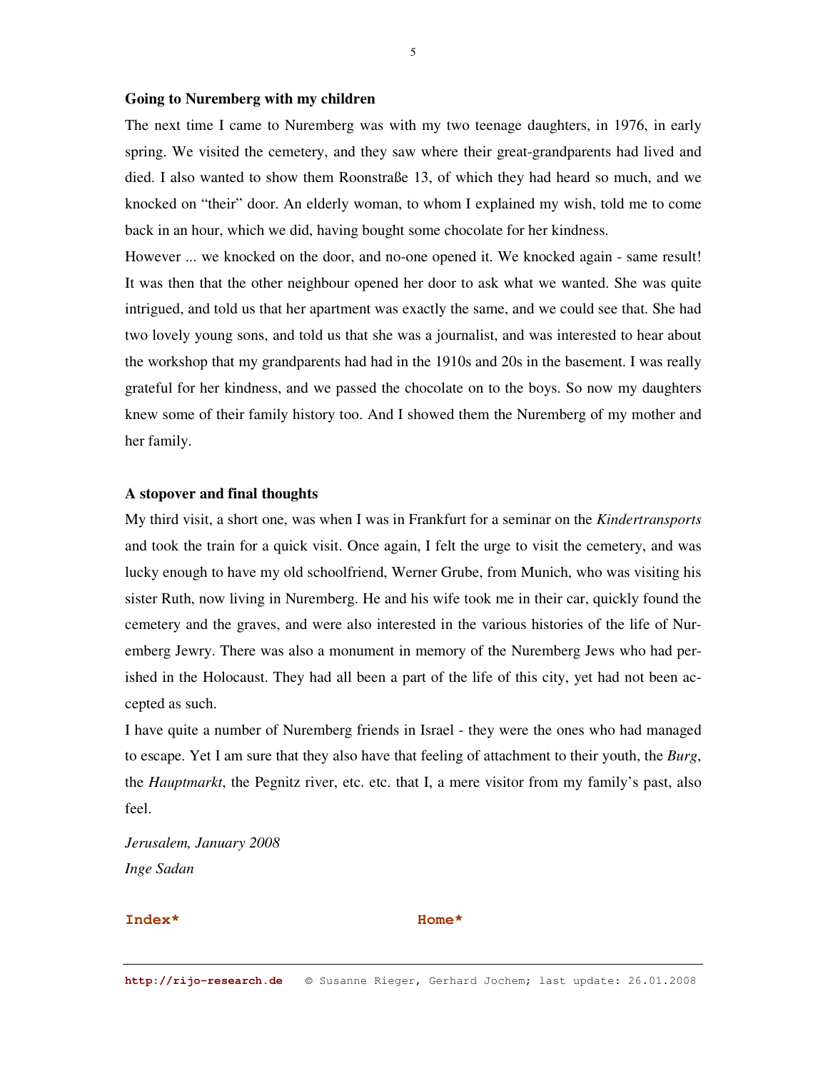### Going to Nuremberg with my children

The next time I came to Nuremberg was with my two teenage daughters, in 1976, in early spring. We visited the cemetery, and they saw where their great-grandparents had lived and died. I also wanted to show them Roonstraße 13, of which they had heard so much, and we knocked on "their" door. An elderly woman, to whom I explained my wish, told me to come back in an hour, which we did, having bought some chocolate for her kindness.

However ... we knocked on the door, and no-one opened it. We knocked again - same result! It was then that the other neighbour opened her door to ask what we wanted. She was quite intrigued, and told us that her apartment was exactly the same, and we could see that. She had two lovely young sons, and told us that she was a journalist, and was interested to hear about the workshop that my grandparents had had in the 1910s and 20s in the basement. I was really grateful for her kindness, and we passed the chocolate on to the boys. So now my daughters knew some of their family history too. And I showed them the Nuremberg of my mother and her family.

### A stopover and final thoughts

My third visit, a short one, was when I was in Frankfurt for a seminar on the *Kindertransports* and took the train for a quick visit. Once again, I felt the urge to visit the cemetery, and was lucky enough to have my old schoolfriend, Werner Grube, from Munich, who was visiting his sister Ruth, now living in Nuremberg. He and his wife took me in their car, quickly found the cemetery and the graves, and were also interested in the various histories of the life of Nuremberg Jewry. There was also a monument in memory of the Nuremberg Jews who had perished in the Holocaust. They had all been a part of the life of this city, yet had not been accepted as such.

I have quite a number of Nuremberg friends in Israel - they were the ones who had managed to escape. Yet I am sure that they also have that feeling of attachment to their youth, the *Burg*, the *Hauptmarkt*, the Pegnitz river, etc. etc. that I, a mere visitor from my family's past, also feel.

*Jerusalem, January 2008*
*Inge Sadan*

**Index*** **Home***

**http://rijo-research.de** © Susanne Rieger, Gerhard Jochem; last update: 26.01.2008